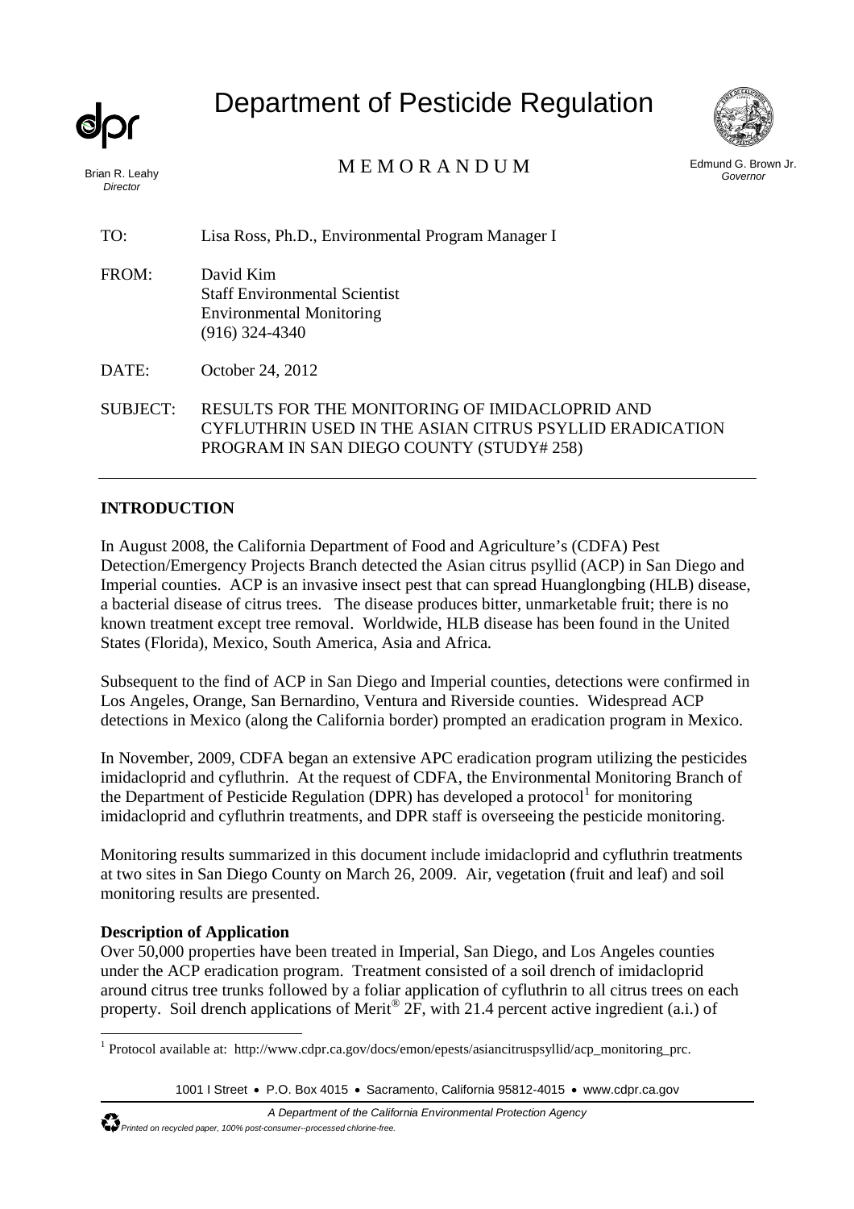# Department of Pesticide Regulation

Brian R. Leahy
*Director*

M E M O R A N D U M

Edmund G. Brown Jr.
*Governor*

TO: Lisa Ross, Ph.D., Environmental Program Manager I

FROM: David Kim
Staff Environmental Scientist
Environmental Monitoring
(916) 324-4340

DATE: October 24, 2012

SUBJECT: RESULTS FOR THE MONITORING OF IMIDACLOPRID AND CYFLUTHRIN USED IN THE ASIAN CITRUS PSYLLID ERADICATION PROGRAM IN SAN DIEGO COUNTY (STUDY# 258)

---

## INTRODUCTION

In August 2008, the California Department of Food and Agriculture's (CDFA) Pest Detection/Emergency Projects Branch detected the Asian citrus psyllid (ACP) in San Diego and Imperial counties. ACP is an invasive insect pest that can spread Huanglongbing (HLB) disease, a bacterial disease of citrus trees. The disease produces bitter, unmarketable fruit; there is no known treatment except tree removal. Worldwide, HLB disease has been found in the United States (Florida), Mexico, South America, Asia and Africa.

Subsequent to the find of ACP in San Diego and Imperial counties, detections were confirmed in Los Angeles, Orange, San Bernardino, Ventura and Riverside counties. Widespread ACP detections in Mexico (along the California border) prompted an eradication program in Mexico.

In November, 2009, CDFA began an extensive APC eradication program utilizing the pesticides imidacloprid and cyfluthrin. At the request of CDFA, the Environmental Monitoring Branch of the Department of Pesticide Regulation (DPR) has developed a protocol[1] for monitoring imidacloprid and cyfluthrin treatments, and DPR staff is overseeing the pesticide monitoring.

Monitoring results summarized in this document include imidacloprid and cyfluthrin treatments at two sites in San Diego County on March 26, 2009. Air, vegetation (fruit and leaf) and soil monitoring results are presented.

### Description of Application

Over 50,000 properties have been treated in Imperial, San Diego, and Los Angeles counties under the ACP eradication program. Treatment consisted of a soil drench of imidacloprid around citrus tree trunks followed by a foliar application of cyfluthrin to all citrus trees on each property. Soil drench applications of Merit® 2F, with 21.4 percent active ingredient (a.i.) of

---

[1] Protocol available at: http://www.cdpr.ca.gov/docs/emon/epests/asiancitruspsyllid/acp_monitoring_prc.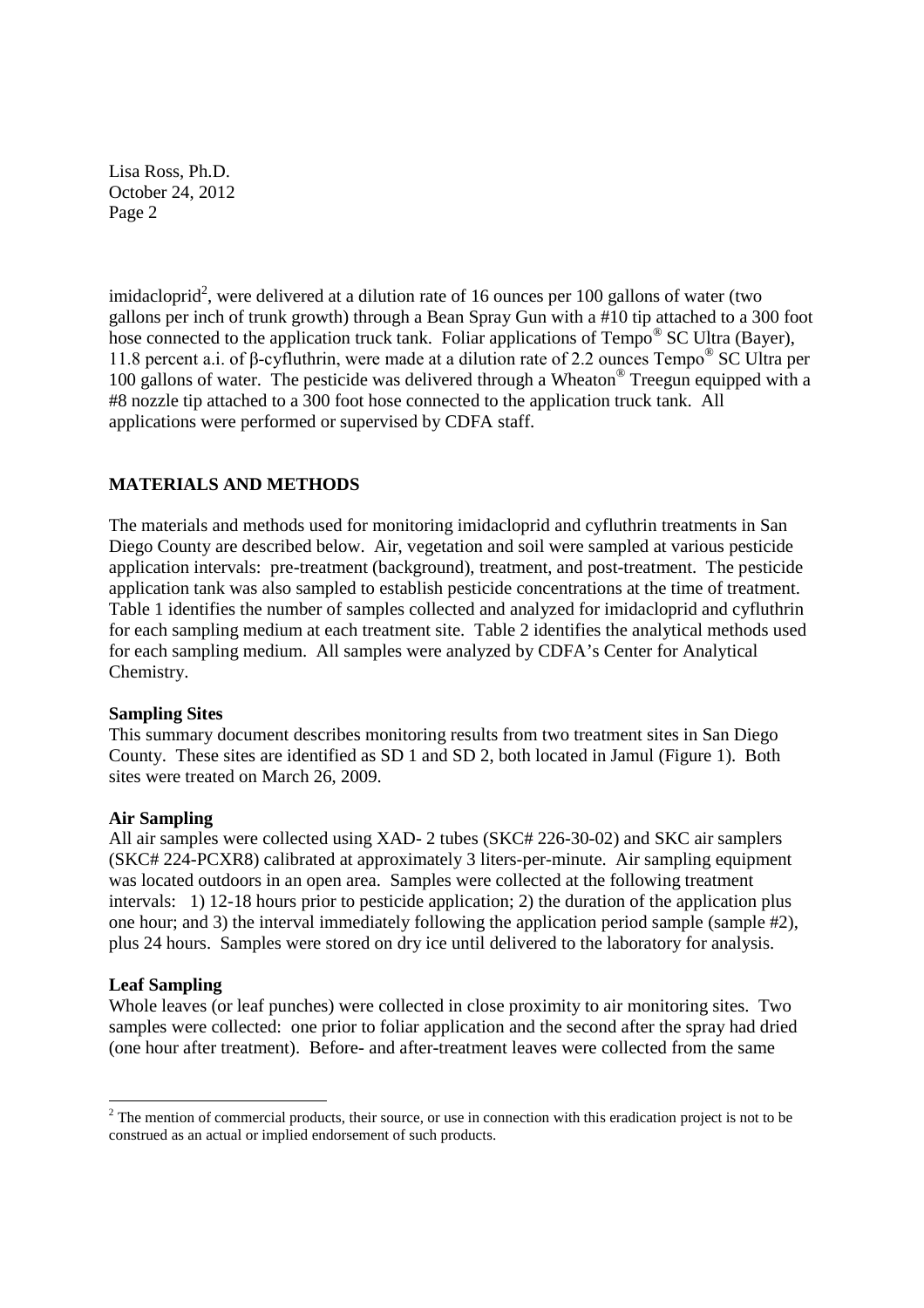imidacloprid[2], were delivered at a dilution rate of 16 ounces per 100 gallons of water (two gallons per inch of trunk growth) through a Bean Spray Gun with a #10 tip attached to a 300 foot hose connected to the application truck tank. Foliar applications of Tempo® SC Ultra (Bayer), 11.8 percent a.i. of β-cyfluthrin, were made at a dilution rate of 2.2 ounces Tempo® SC Ultra per 100 gallons of water. The pesticide was delivered through a Wheaton® Treegun equipped with a #8 nozzle tip attached to a 300 foot hose connected to the application truck tank. All applications were performed or supervised by CDFA staff.

## MATERIALS AND METHODS

The materials and methods used for monitoring imidacloprid and cyfluthrin treatments in San Diego County are described below. Air, vegetation and soil were sampled at various pesticide application intervals: pre-treatment (background), treatment, and post-treatment. The pesticide application tank was also sampled to establish pesticide concentrations at the time of treatment. Table 1 identifies the number of samples collected and analyzed for imidacloprid and cyfluthrin for each sampling medium at each treatment site. Table 2 identifies the analytical methods used for each sampling medium. All samples were analyzed by CDFA's Center for Analytical Chemistry.

### Sampling Sites

This summary document describes monitoring results from two treatment sites in San Diego County. These sites are identified as SD 1 and SD 2, both located in Jamul (Figure 1). Both sites were treated on March 26, 2009.

### Air Sampling

All air samples were collected using XAD- 2 tubes (SKC# 226-30-02) and SKC air samplers (SKC# 224-PCXR8) calibrated at approximately 3 liters-per-minute. Air sampling equipment was located outdoors in an open area. Samples were collected at the following treatment intervals: 1) 12-18 hours prior to pesticide application; 2) the duration of the application plus one hour; and 3) the interval immediately following the application period sample (sample #2), plus 24 hours. Samples were stored on dry ice until delivered to the laboratory for analysis.

### Leaf Sampling

Whole leaves (or leaf punches) were collected in close proximity to air monitoring sites. Two samples were collected: one prior to foliar application and the second after the spray had dried (one hour after treatment). Before- and after-treatment leaves were collected from the same

[2] The mention of commercial products, their source, or use in connection with this eradication project is not to be construed as an actual or implied endorsement of such products.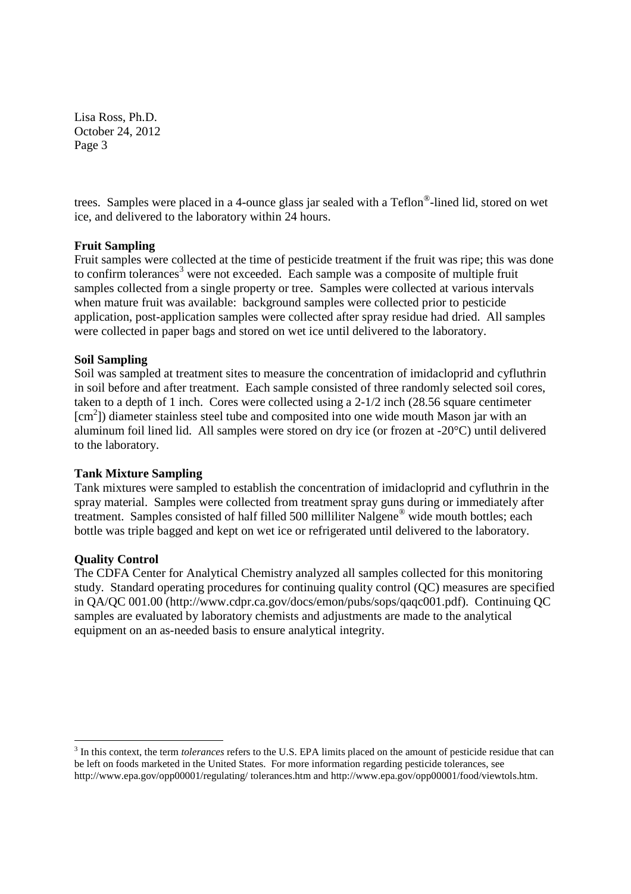trees. Samples were placed in a 4-ounce glass jar sealed with a Teflon®-lined lid, stored on wet ice, and delivered to the laboratory within 24 hours.

**Fruit Sampling**

Fruit samples were collected at the time of pesticide treatment if the fruit was ripe; this was done to confirm tolerances[3] were not exceeded. Each sample was a composite of multiple fruit samples collected from a single property or tree. Samples were collected at various intervals when mature fruit was available: background samples were collected prior to pesticide application, post-application samples were collected after spray residue had dried. All samples were collected in paper bags and stored on wet ice until delivered to the laboratory.

**Soil Sampling**

Soil was sampled at treatment sites to measure the concentration of imidacloprid and cyfluthrin in soil before and after treatment. Each sample consisted of three randomly selected soil cores, taken to a depth of 1 inch. Cores were collected using a 2-1/2 inch (28.56 square centimeter [$cm^2$]) diameter stainless steel tube and composited into one wide mouth Mason jar with an aluminum foil lined lid. All samples were stored on dry ice (or frozen at -20°C) until delivered to the laboratory.

**Tank Mixture Sampling**

Tank mixtures were sampled to establish the concentration of imidacloprid and cyfluthrin in the spray material. Samples were collected from treatment spray guns during or immediately after treatment. Samples consisted of half filled 500 milliliter Nalgene® wide mouth bottles; each bottle was triple bagged and kept on wet ice or refrigerated until delivered to the laboratory.

**Quality Control**

The CDFA Center for Analytical Chemistry analyzed all samples collected for this monitoring study. Standard operating procedures for continuing quality control (QC) measures are specified in QA/QC 001.00 (http://www.cdpr.ca.gov/docs/emon/pubs/sops/qaqc001.pdf). Continuing QC samples are evaluated by laboratory chemists and adjustments are made to the analytical equipment on an as-needed basis to ensure analytical integrity.

---

[3] In this context, the term *tolerances* refers to the U.S. EPA limits placed on the amount of pesticide residue that can be left on foods marketed in the United States. For more information regarding pesticide tolerances, see http://www.epa.gov/opp00001/regulating/ tolerances.htm and http://www.epa.gov/opp00001/food/viewtols.htm.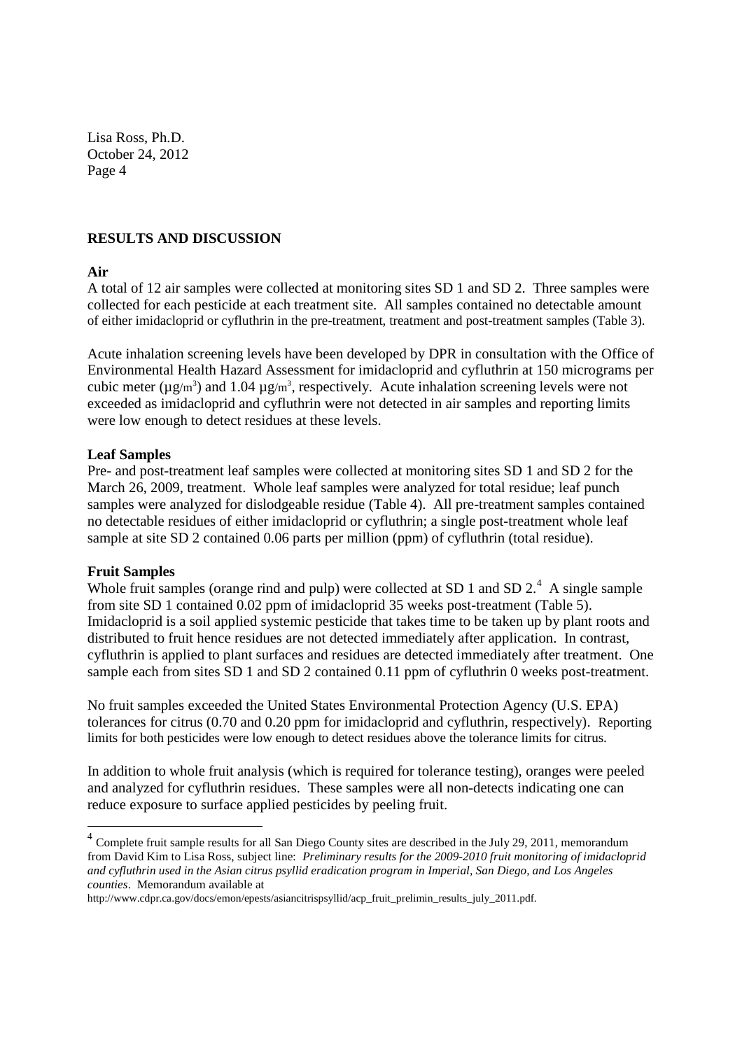## RESULTS AND DISCUSSION

### Air

A total of 12 air samples were collected at monitoring sites SD 1 and SD 2. Three samples were collected for each pesticide at each treatment site. All samples contained no detectable amount of either imidacloprid or cyfluthrin in the pre-treatment, treatment and post-treatment samples (Table 3).

Acute inhalation screening levels have been developed by DPR in consultation with the Office of Environmental Health Hazard Assessment for imidacloprid and cyfluthrin at 150 micrograms per cubic meter ($\mu g/m^3$) and 1.04 $\mu g/m^3$, respectively. Acute inhalation screening levels were not exceeded as imidacloprid and cyfluthrin were not detected in air samples and reporting limits were low enough to detect residues at these levels.

### Leaf Samples

Pre- and post-treatment leaf samples were collected at monitoring sites SD 1 and SD 2 for the March 26, 2009, treatment. Whole leaf samples were analyzed for total residue; leaf punch samples were analyzed for dislodgeable residue (Table 4). All pre-treatment samples contained no detectable residues of either imidacloprid or cyfluthrin; a single post-treatment whole leaf sample at site SD 2 contained 0.06 parts per million (ppm) of cyfluthrin (total residue).

### Fruit Samples

Whole fruit samples (orange rind and pulp) were collected at SD 1 and SD 2.[4] A single sample from site SD 1 contained 0.02 ppm of imidacloprid 35 weeks post-treatment (Table 5). Imidacloprid is a soil applied systemic pesticide that takes time to be taken up by plant roots and distributed to fruit hence residues are not detected immediately after application. In contrast, cyfluthrin is applied to plant surfaces and residues are detected immediately after treatment. One sample each from sites SD 1 and SD 2 contained 0.11 ppm of cyfluthrin 0 weeks post-treatment.

No fruit samples exceeded the United States Environmental Protection Agency (U.S. EPA) tolerances for citrus (0.70 and 0.20 ppm for imidacloprid and cyfluthrin, respectively). Reporting limits for both pesticides were low enough to detect residues above the tolerance limits for citrus.

In addition to whole fruit analysis (which is required for tolerance testing), oranges were peeled and analyzed for cyfluthrin residues. These samples were all non-detects indicating one can reduce exposure to surface applied pesticides by peeling fruit.

---

[4] Complete fruit sample results for all San Diego County sites are described in the July 29, 2011, memorandum from David Kim to Lisa Ross, subject line: *Preliminary results for the 2009-2010 fruit monitoring of imidacloprid and cyfluthrin used in the Asian citrus psyllid eradication program in Imperial, San Diego, and Los Angeles counties*. Memorandum available at http://www.cdpr.ca.gov/docs/emon/epests/asiancitrispsyllid/acp_fruit_prelimin_results_july_2011.pdf.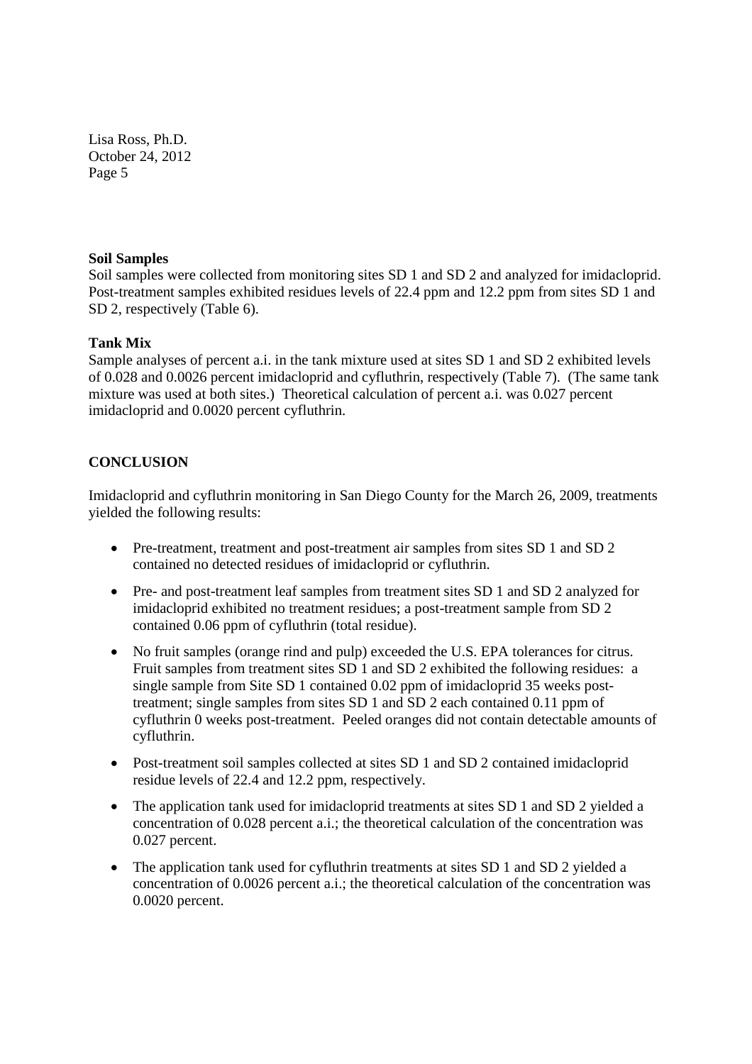### Soil Samples

Soil samples were collected from monitoring sites SD 1 and SD 2 and analyzed for imidacloprid. Post-treatment samples exhibited residues levels of 22.4 ppm and 12.2 ppm from sites SD 1 and SD 2, respectively (Table 6).

### Tank Mix

Sample analyses of percent a.i. in the tank mixture used at sites SD 1 and SD 2 exhibited levels of 0.028 and 0.0026 percent imidacloprid and cyfluthrin, respectively (Table 7). (The same tank mixture was used at both sites.) Theoretical calculation of percent a.i. was 0.027 percent imidacloprid and 0.0020 percent cyfluthrin.

## CONCLUSION

Imidacloprid and cyfluthrin monitoring in San Diego County for the March 26, 2009, treatments yielded the following results:

- Pre-treatment, treatment and post-treatment air samples from sites SD 1 and SD 2 contained no detected residues of imidacloprid or cyfluthrin.
- Pre- and post-treatment leaf samples from treatment sites SD 1 and SD 2 analyzed for imidacloprid exhibited no treatment residues; a post-treatment sample from SD 2 contained 0.06 ppm of cyfluthrin (total residue).
- No fruit samples (orange rind and pulp) exceeded the U.S. EPA tolerances for citrus. Fruit samples from treatment sites SD 1 and SD 2 exhibited the following residues: a single sample from Site SD 1 contained 0.02 ppm of imidacloprid 35 weeks post-treatment; single samples from sites SD 1 and SD 2 each contained 0.11 ppm of cyfluthrin 0 weeks post-treatment. Peeled oranges did not contain detectable amounts of cyfluthrin.
- Post-treatment soil samples collected at sites SD 1 and SD 2 contained imidacloprid residue levels of 22.4 and 12.2 ppm, respectively.
- The application tank used for imidacloprid treatments at sites SD 1 and SD 2 yielded a concentration of 0.028 percent a.i.; the theoretical calculation of the concentration was 0.027 percent.
- The application tank used for cyfluthrin treatments at sites SD 1 and SD 2 yielded a concentration of 0.0026 percent a.i.; the theoretical calculation of the concentration was 0.0020 percent.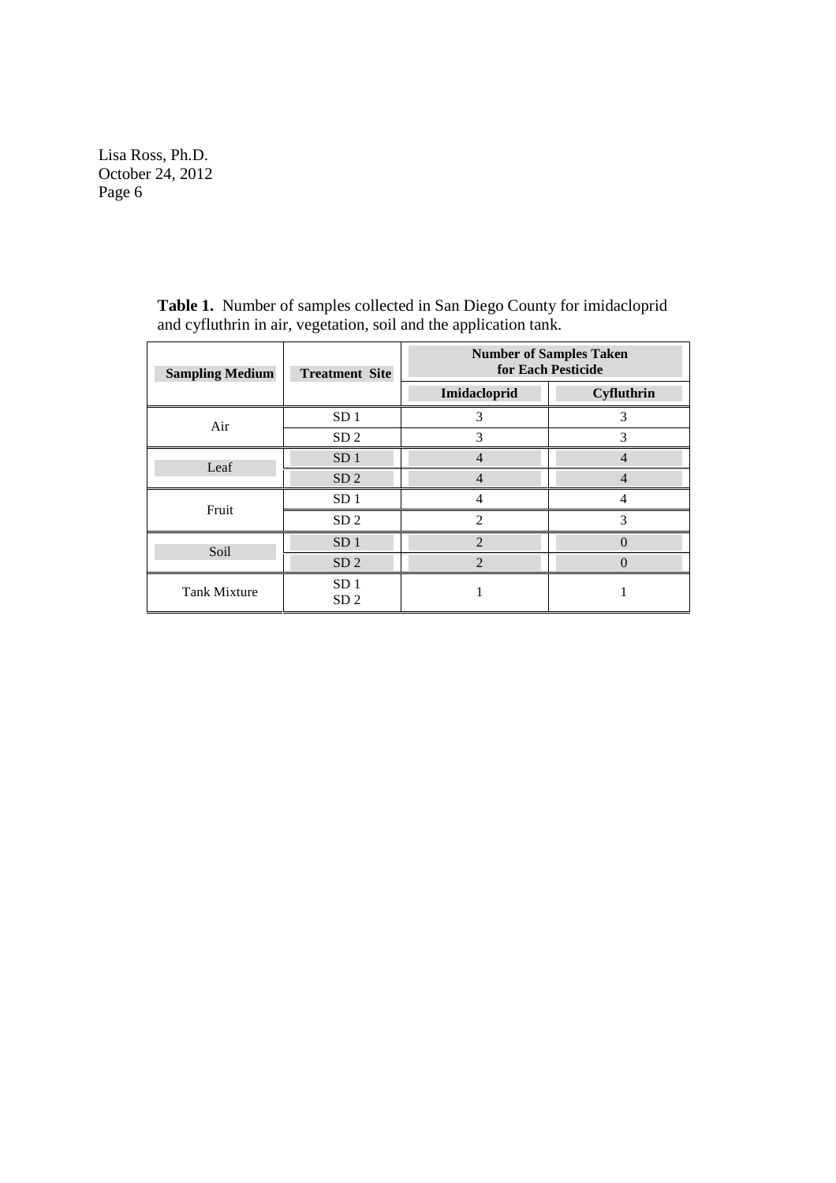**Table 1.** Number of samples collected in San Diego County for imidacloprid and cyfluthrin in air, vegetation, soil and the application tank.

| Sampling Medium | Treatment Site | Number of Samples Taken for Each Pesticide | |
|---|---|---|---|
| | | Imidacloprid | Cyfluthrin |
| Air | SD 1 | 3 | 3 |
| | SD 2 | 3 | 3 |
| Leaf | SD 1 | 4 | 4 |
| | SD 2 | 4 | 4 |
| Fruit | SD 1 | 4 | 4 |
| | SD 2 | 2 | 3 |
| Soil | SD 1 | 2 | 0 |
| | SD 2 | 2 | 0 |
| Tank Mixture | SD 1 SD 2 | 1 | 1 |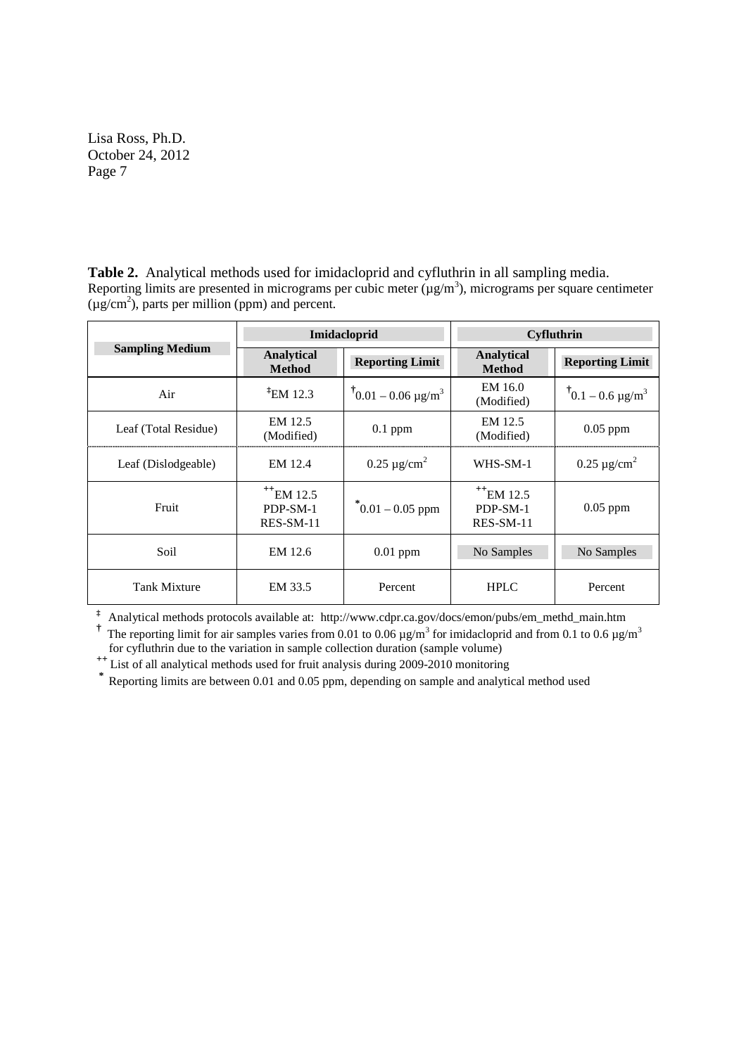**Table 2.** Analytical methods used for imidacloprid and cyfluthrin in all sampling media. Reporting limits are presented in micrograms per cubic meter ($\mu g/m^3$), micrograms per square centimeter ($\mu g/cm^2$), parts per million (ppm) and percent.

| Sampling Medium | Imidacloprid | | Cyfluthrin | |
|---|---|---|---|---|
| | **Analytical Method** | **Reporting Limit** | **Analytical Method** | **Reporting Limit** |
| Air | ‡EM 12.3 | †0.01 – 0.06 $\mu g/m^3$ | EM 16.0 (Modified) | †0.1 – 0.6 $\mu g/m^3$ |
| Leaf (Total Residue) | EM 12.5 (Modified) | 0.1 ppm | EM 12.5 (Modified) | 0.05 ppm |
| Leaf (Dislodgeable) | EM 12.4 | 0.25 $\mu g/cm^2$ | WHS-SM-1 | 0.25 $\mu g/cm^2$ |
| Fruit | ++EM 12.5 PDP-SM-1 RES-SM-11 | *0.01 – 0.05 ppm | ++EM 12.5 PDP-SM-1 RES-SM-11 | 0.05 ppm |
| Soil | EM 12.6 | 0.01 ppm | No Samples | No Samples |
| Tank Mixture | EM 33.5 | Percent | HPLC | Percent |

‡ Analytical methods protocols available at: http://www.cdpr.ca.gov/docs/emon/pubs/em_methd_main.htm

† The reporting limit for air samples varies from 0.01 to 0.06 $\mu g/m^3$ for imidacloprid and from 0.1 to 0.6 $\mu g/m^3$ for cyfluthrin due to the variation in sample collection duration (sample volume)

++ List of all analytical methods used for fruit analysis during 2009-2010 monitoring

* Reporting limits are between 0.01 and 0.05 ppm, depending on sample and analytical method used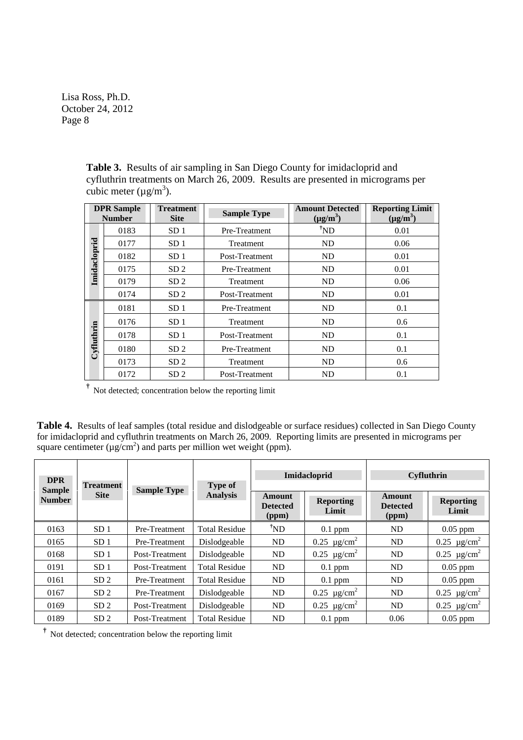**Table 3.** Results of air sampling in San Diego County for imidacloprid and cyfluthrin treatments on March 26, 2009. Results are presented in micrograms per cubic meter ($\mu g/m^3$).

| | DPR Sample Number | Treatment Site | Sample Type | Amount Detected ($\mu g/m^3$) | Reporting Limit ($\mu g/m^3$) |
|---|---|---|---|---|---|
| Imidacloprid | 0183 | SD 1 | Pre-Treatment | †ND | 0.01 |
| | 0177 | SD 1 | Treatment | ND | 0.06 |
| | 0182 | SD 1 | Post-Treatment | ND | 0.01 |
| | 0175 | SD 2 | Pre-Treatment | ND | 0.01 |
| | 0179 | SD 2 | Treatment | ND | 0.06 |
| | 0174 | SD 2 | Post-Treatment | ND | 0.01 |
| Cyfluthrin | 0181 | SD 1 | Pre-Treatment | ND | 0.1 |
| | 0176 | SD 1 | Treatment | ND | 0.6 |
| | 0178 | SD 1 | Post-Treatment | ND | 0.1 |
| | 0180 | SD 2 | Pre-Treatment | ND | 0.1 |
| | 0173 | SD 2 | Treatment | ND | 0.6 |
| | 0172 | SD 2 | Post-Treatment | ND | 0.1 |

† Not detected; concentration below the reporting limit

**Table 4.** Results of leaf samples (total residue and dislodgeable or surface residues) collected in San Diego County for imidacloprid and cyfluthrin treatments on March 26, 2009. Reporting limits are presented in micrograms per square centimeter ($\mu g/cm^2$) and parts per million wet weight (ppm).

| DPR Sample Number | Treatment Site | Sample Type | Type of Analysis | Imidacloprid | | Cyfluthrin | |
|---|---|---|---|---|---|---|---|
| | | | | Amount Detected (ppm) | Reporting Limit | Amount Detected (ppm) | Reporting Limit |
| 0163 | SD 1 | Pre-Treatment | Total Residue | †ND | 0.1 ppm | ND | 0.05 ppm |
| 0165 | SD 1 | Pre-Treatment | Dislodgeable | ND | 0.25 $\mu g/cm^2$ | ND | 0.25 $\mu g/cm^2$ |
| 0168 | SD 1 | Post-Treatment | Dislodgeable | ND | 0.25 $\mu g/cm^2$ | ND | 0.25 $\mu g/cm^2$ |
| 0191 | SD 1 | Post-Treatment | Total Residue | ND | 0.1 ppm | ND | 0.05 ppm |
| 0161 | SD 2 | Pre-Treatment | Total Residue | ND | 0.1 ppm | ND | 0.05 ppm |
| 0167 | SD 2 | Pre-Treatment | Dislodgeable | ND | 0.25 $\mu g/cm^2$ | ND | 0.25 $\mu g/cm^2$ |
| 0169 | SD 2 | Post-Treatment | Dislodgeable | ND | 0.25 $\mu g/cm^2$ | ND | 0.25 $\mu g/cm^2$ |
| 0189 | SD 2 | Post-Treatment | Total Residue | ND | 0.1 ppm | 0.06 | 0.05 ppm |

† Not detected; concentration below the reporting limit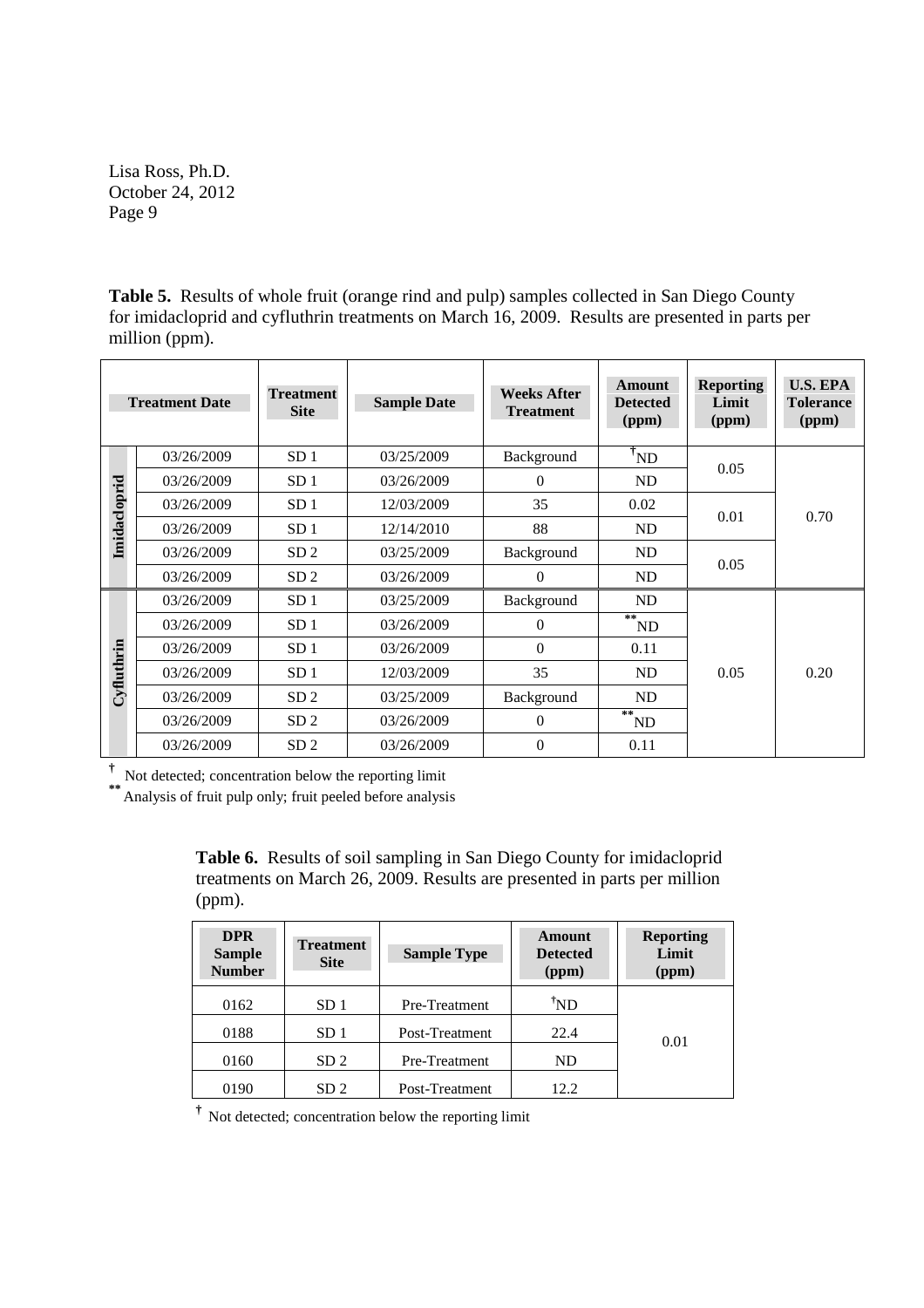Lisa Ross, Ph.D.
October 24, 2012

**Table 5.** Results of whole fruit (orange rind and pulp) samples collected in San Diego County for imidacloprid and cyfluthrin treatments on March 16, 2009. Results are presented in parts per million (ppm).

| | Treatment Date | Treatment Site | Sample Date | Weeks After Treatment | Amount Detected (ppm) | Reporting Limit (ppm) | U.S. EPA Tolerance (ppm) |
|---|---|---|---|---|---|---|---|
| Imidacloprid | 03/26/2009 | SD 1 | 03/25/2009 | Background | †ND | 0.05 | 0.70 |
| | 03/26/2009 | SD 1 | 03/26/2009 | 0 | ND | | |
| | 03/26/2009 | SD 1 | 12/03/2009 | 35 | 0.02 | 0.01 | |
| | 03/26/2009 | SD 1 | 12/14/2010 | 88 | ND | | |
| | 03/26/2009 | SD 2 | 03/25/2009 | Background | ND | 0.05 | |
| | 03/26/2009 | SD 2 | 03/26/2009 | 0 | ND | | |
| Cyfluthrin | 03/26/2009 | SD 1 | 03/25/2009 | Background | ND | 0.05 | 0.20 |
| | 03/26/2009 | SD 1 | 03/26/2009 | 0 | **ND | | |
| | 03/26/2009 | SD 1 | 03/26/2009 | 0 | 0.11 | | |
| | 03/26/2009 | SD 1 | 12/03/2009 | 35 | ND | | |
| | 03/26/2009 | SD 2 | 03/25/2009 | Background | ND | | |
| | 03/26/2009 | SD 2 | 03/26/2009 | 0 | **ND | | |
| | 03/26/2009 | SD 2 | 03/26/2009 | 0 | 0.11 | | |

† Not detected; concentration below the reporting limit
** Analysis of fruit pulp only; fruit peeled before analysis

**Table 6.** Results of soil sampling in San Diego County for imidacloprid treatments on March 26, 2009. Results are presented in parts per million (ppm).

| DPR Sample Number | Treatment Site | Sample Type | Amount Detected (ppm) | Reporting Limit (ppm) |
|---|---|---|---|---|
| 0162 | SD 1 | Pre-Treatment | †ND | 0.01 |
| 0188 | SD 1 | Post-Treatment | 22.4 | |
| 0160 | SD 2 | Pre-Treatment | ND | |
| 0190 | SD 2 | Post-Treatment | 12.2 | |

† Not detected; concentration below the reporting limit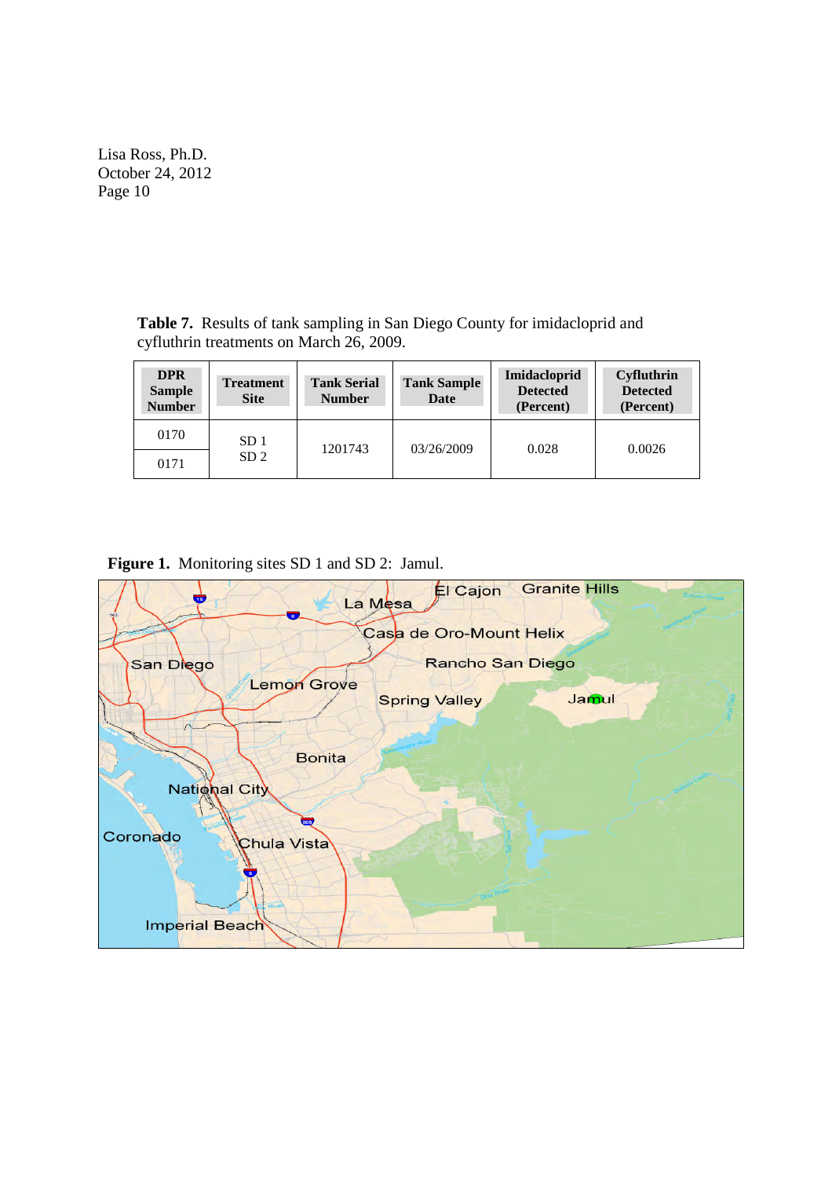**Table 7.** Results of tank sampling in San Diego County for imidacloprid and cyfluthrin treatments on March 26, 2009.

| DPR Sample Number | Treatment Site | Tank Serial Number | Tank Sample Date | Imidacloprid Detected (Percent) | Cyfluthrin Detected (Percent) |
|---|---|---|---|---|---|
| 0170 | SD 1 | 1201743 | 03/26/2009 | 0.028 | 0.0026 |
| 0171 | SD 2 | | | | |

**Figure 1.** Monitoring sites SD 1 and SD 2: Jamul.

El Cajon
Granite Hills
La Mesa
Casa de Oro-Mount Helix
San Diego
Rancho San Diego
Lemon Grove
Spring Valley
Jamul
Bonita
National City
Coronado
Chula Vista
Imperial Beach